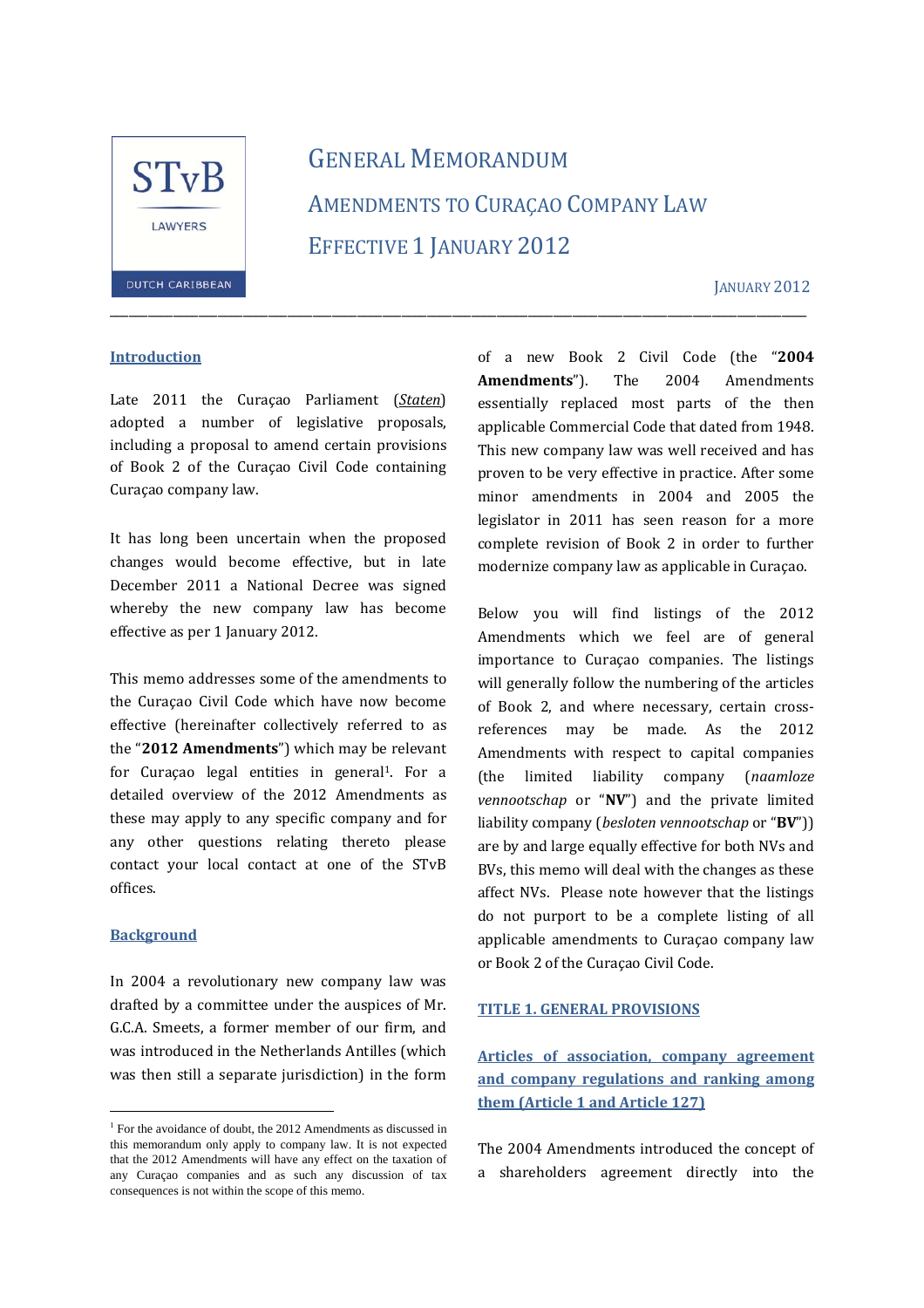STvB LAWYERS DUTCH CARIBBEAN

# General Memorandum
# Amendments to Curaçao Company Law
# Effective 1 January 2012

January 2012

## Introduction

Late 2011 the Curaçao Parliament (*Staten*) adopted a number of legislative proposals, including a proposal to amend certain provisions of Book 2 of the Curaçao Civil Code containing Curaçao company law.

It has long been uncertain when the proposed changes would become effective, but in late December 2011 a National Decree was signed whereby the new company law has become effective as per 1 January 2012.

This memo addresses some of the amendments to the Curaçao Civil Code which have now become effective (hereinafter collectively referred to as the "**2012 Amendments**") which may be relevant for Curaçao legal entities in general[1]. For a detailed overview of the 2012 Amendments as these may apply to any specific company and for any other questions relating thereto please contact your local contact at one of the STvB offices.

## Background

In 2004 a revolutionary new company law was drafted by a committee under the auspices of Mr. G.C.A. Smeets, a former member of our firm, and was introduced in the Netherlands Antilles (which was then still a separate jurisdiction) in the form of a new Book 2 Civil Code (the "**2004 Amendments**"). The 2004 Amendments essentially replaced most parts of the then applicable Commercial Code that dated from 1948. This new company law was well received and has proven to be very effective in practice. After some minor amendments in 2004 and 2005 the legislator in 2011 has seen reason for a more complete revision of Book 2 in order to further modernize company law as applicable in Curaçao.

Below you will find listings of the 2012 Amendments which we feel are of general importance to Curaçao companies. The listings will generally follow the numbering of the articles of Book 2, and where necessary, certain cross-references may be made. As the 2012 Amendments with respect to capital companies (the limited liability company (*naamloze vennootschap* or "**NV**") and the private limited liability company (*besloten vennootschap* or "**BV**")) are by and large equally effective for both NVs and BVs, this memo will deal with the changes as these affect NVs. Please note however that the listings do not purport to be a complete listing of all applicable amendments to Curaçao company law or Book 2 of the Curaçao Civil Code.

## TITLE 1. GENERAL PROVISIONS

### Articles of association, company agreement and company regulations and ranking among them (Article 1 and Article 127)

The 2004 Amendments introduced the concept of a shareholders agreement directly into the

[1] For the avoidance of doubt, the 2012 Amendments as discussed in this memorandum only apply to company law. It is not expected that the 2012 Amendments will have any effect on the taxation of any Curaçao companies and as such any discussion of tax consequences is not within the scope of this memo.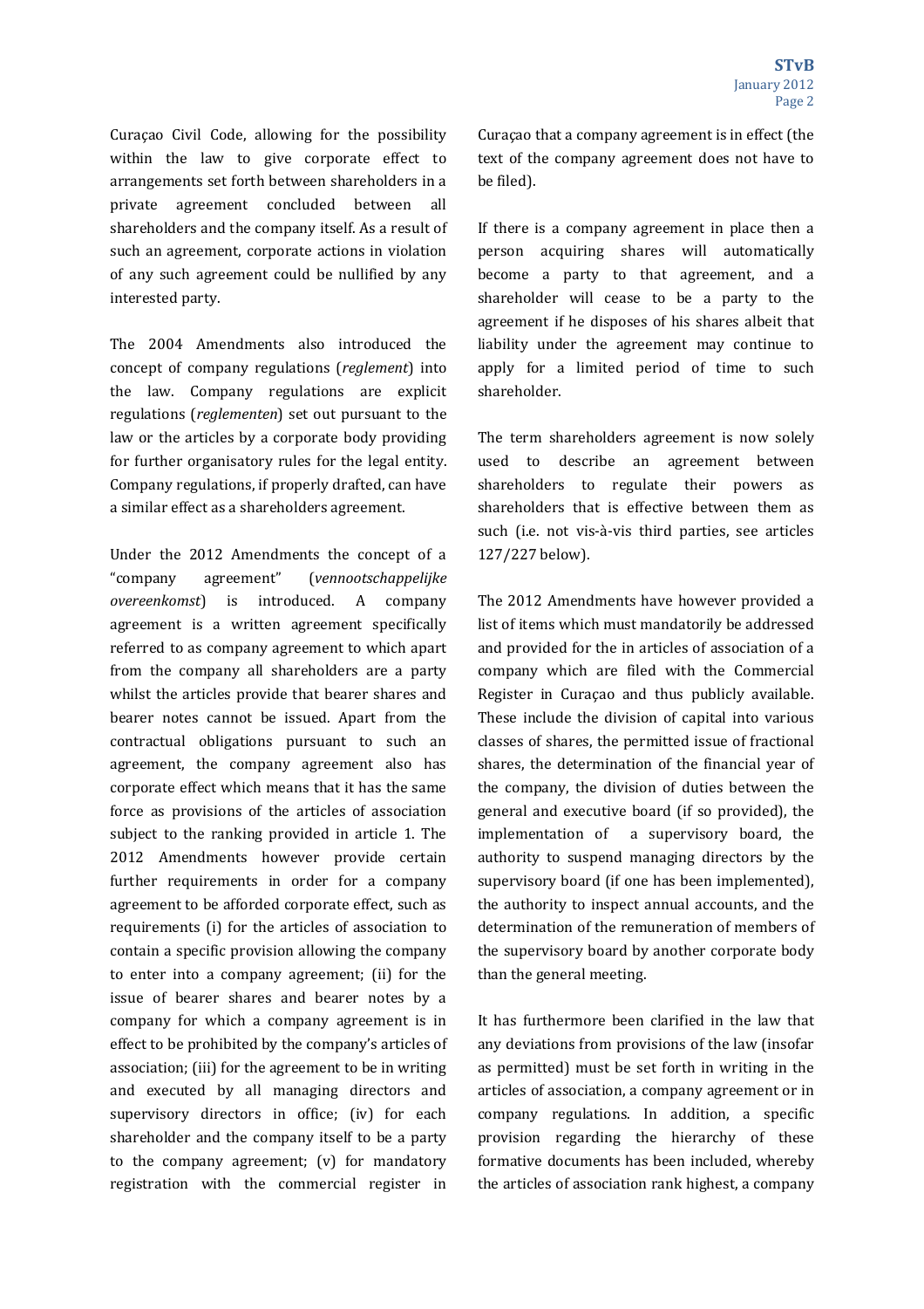Curaçao Civil Code, allowing for the possibility within the law to give corporate effect to arrangements set forth between shareholders in a private agreement concluded between all shareholders and the company itself. As a result of such an agreement, corporate actions in violation of any such agreement could be nullified by any interested party.

The 2004 Amendments also introduced the concept of company regulations (*reglement*) into the law. Company regulations are explicit regulations (*reglementen*) set out pursuant to the law or the articles by a corporate body providing for further organisatory rules for the legal entity. Company regulations, if properly drafted, can have a similar effect as a shareholders agreement.

Under the 2012 Amendments the concept of a "company agreement" (*vennootschappelijke overeenkomst*) is introduced. A company agreement is a written agreement specifically referred to as company agreement to which apart from the company all shareholders are a party whilst the articles provide that bearer shares and bearer notes cannot be issued. Apart from the contractual obligations pursuant to such an agreement, the company agreement also has corporate effect which means that it has the same force as provisions of the articles of association subject to the ranking provided in article 1. The 2012 Amendments however provide certain further requirements in order for a company agreement to be afforded corporate effect, such as requirements (i) for the articles of association to contain a specific provision allowing the company to enter into a company agreement; (ii) for the issue of bearer shares and bearer notes by a company for which a company agreement is in effect to be prohibited by the company's articles of association; (iii) for the agreement to be in writing and executed by all managing directors and supervisory directors in office; (iv) for each shareholder and the company itself to be a party to the company agreement; (v) for mandatory registration with the commercial register in Curaçao that a company agreement is in effect (the text of the company agreement does not have to be filed).

If there is a company agreement in place then a person acquiring shares will automatically become a party to that agreement, and a shareholder will cease to be a party to the agreement if he disposes of his shares albeit that liability under the agreement may continue to apply for a limited period of time to such shareholder.

The term shareholders agreement is now solely used to describe an agreement between shareholders to regulate their powers as shareholders that is effective between them as such (i.e. not vis-à-vis third parties, see articles 127/227 below).

The 2012 Amendments have however provided a list of items which must mandatorily be addressed and provided for the in articles of association of a company which are filed with the Commercial Register in Curaçao and thus publicly available. These include the division of capital into various classes of shares, the permitted issue of fractional shares, the determination of the financial year of the company, the division of duties between the general and executive board (if so provided), the implementation of a supervisory board, the authority to suspend managing directors by the supervisory board (if one has been implemented), the authority to inspect annual accounts, and the determination of the remuneration of members of the supervisory board by another corporate body than the general meeting.

It has furthermore been clarified in the law that any deviations from provisions of the law (insofar as permitted) must be set forth in writing in the articles of association, a company agreement or in company regulations. In addition, a specific provision regarding the hierarchy of these formative documents has been included, whereby the articles of association rank highest, a company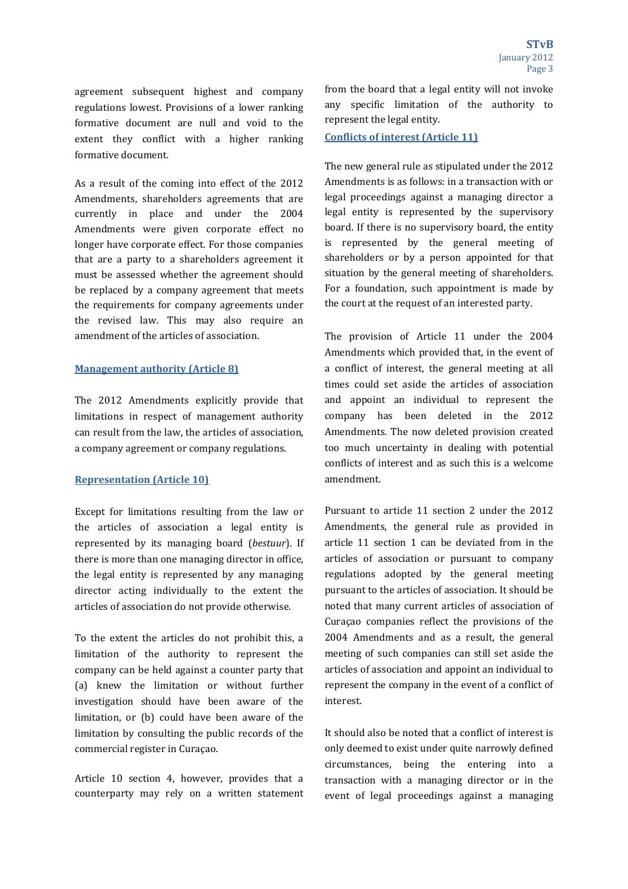agreement subsequent highest and company regulations lowest. Provisions of a lower ranking formative document are null and void to the extent they conflict with a higher ranking formative document.

As a result of the coming into effect of the 2012 Amendments, shareholders agreements that are currently in place and under the 2004 Amendments were given corporate effect no longer have corporate effect. For those companies that are a party to a shareholders agreement it must be assessed whether the agreement should be replaced by a company agreement that meets the requirements for company agreements under the revised law. This may also require an amendment of the articles of association.

## Management authority (Article 8)

The 2012 Amendments explicitly provide that limitations in respect of management authority can result from the law, the articles of association, a company agreement or company regulations.

## Representation (Article 10)

Except for limitations resulting from the law or the articles of association a legal entity is represented by its managing board (*bestuur*). If there is more than one managing director in office, the legal entity is represented by any managing director acting individually to the extent the articles of association do not provide otherwise.

To the extent the articles do not prohibit this, a limitation of the authority to represent the company can be held against a counter party that (a) knew the limitation or without further investigation should have been aware of the limitation, or (b) could have been aware of the limitation by consulting the public records of the commercial register in Curaçao.

Article 10 section 4, however, provides that a counterparty may rely on a written statement from the board that a legal entity will not invoke any specific limitation of the authority to represent the legal entity.

## Conflicts of interest (Article 11)

The new general rule as stipulated under the 2012 Amendments is as follows: in a transaction with or legal proceedings against a managing director a legal entity is represented by the supervisory board. If there is no supervisory board, the entity is represented by the general meeting of shareholders or by a person appointed for that situation by the general meeting of shareholders. For a foundation, such appointment is made by the court at the request of an interested party.

The provision of Article 11 under the 2004 Amendments which provided that, in the event of a conflict of interest, the general meeting at all times could set aside the articles of association and appoint an individual to represent the company has been deleted in the 2012 Amendments. The now deleted provision created too much uncertainty in dealing with potential conflicts of interest and as such this is a welcome amendment.

Pursuant to article 11 section 2 under the 2012 Amendments, the general rule as provided in article 11 section 1 can be deviated from in the articles of association or pursuant to company regulations adopted by the general meeting pursuant to the articles of association. It should be noted that many current articles of association of Curaçao companies reflect the provisions of the 2004 Amendments and as a result, the general meeting of such companies can still set aside the articles of association and appoint an individual to represent the company in the event of a conflict of interest.

It should also be noted that a conflict of interest is only deemed to exist under quite narrowly defined circumstances, being the entering into a transaction with a managing director or in the event of legal proceedings against a managing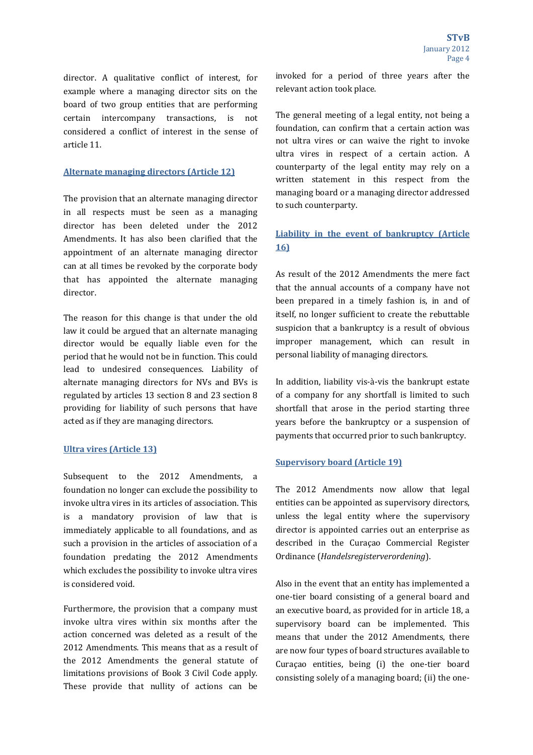director. A qualitative conflict of interest, for example where a managing director sits on the board of two group entities that are performing certain intercompany transactions, is not considered a conflict of interest in the sense of article 11.

## Alternate managing directors (Article 12)

The provision that an alternate managing director in all respects must be seen as a managing director has been deleted under the 2012 Amendments. It has also been clarified that the appointment of an alternate managing director can at all times be revoked by the corporate body that has appointed the alternate managing director.

The reason for this change is that under the old law it could be argued that an alternate managing director would be equally liable even for the period that he would not be in function. This could lead to undesired consequences. Liability of alternate managing directors for NVs and BVs is regulated by articles 13 section 8 and 23 section 8 providing for liability of such persons that have acted as if they are managing directors.

## Ultra vires (Article 13)

Subsequent to the 2012 Amendments, a foundation no longer can exclude the possibility to invoke ultra vires in its articles of association. This is a mandatory provision of law that is immediately applicable to all foundations, and as such a provision in the articles of association of a foundation predating the 2012 Amendments which excludes the possibility to invoke ultra vires is considered void.

Furthermore, the provision that a company must invoke ultra vires within six months after the action concerned was deleted as a result of the 2012 Amendments. This means that as a result of the 2012 Amendments the general statute of limitations provisions of Book 3 Civil Code apply. These provide that nullity of actions can be invoked for a period of three years after the relevant action took place.

The general meeting of a legal entity, not being a foundation, can confirm that a certain action was not ultra vires or can waive the right to invoke ultra vires in respect of a certain action. A counterparty of the legal entity may rely on a written statement in this respect from the managing board or a managing director addressed to such counterparty.

## Liability in the event of bankruptcy (Article 16)

As result of the 2012 Amendments the mere fact that the annual accounts of a company have not been prepared in a timely fashion is, in and of itself, no longer sufficient to create the rebuttable suspicion that a bankruptcy is a result of obvious improper management, which can result in personal liability of managing directors.

In addition, liability vis-à-vis the bankrupt estate of a company for any shortfall is limited to such shortfall that arose in the period starting three years before the bankruptcy or a suspension of payments that occurred prior to such bankruptcy.

## Supervisory board (Article 19)

The 2012 Amendments now allow that legal entities can be appointed as supervisory directors, unless the legal entity where the supervisory director is appointed carries out an enterprise as described in the Curaçao Commercial Register Ordinance (*Handelsregisterverordening*).

Also in the event that an entity has implemented a one-tier board consisting of a general board and an executive board, as provided for in article 18, a supervisory board can be implemented. This means that under the 2012 Amendments, there are now four types of board structures available to Curaçao entities, being (i) the one-tier board consisting solely of a managing board; (ii) the one-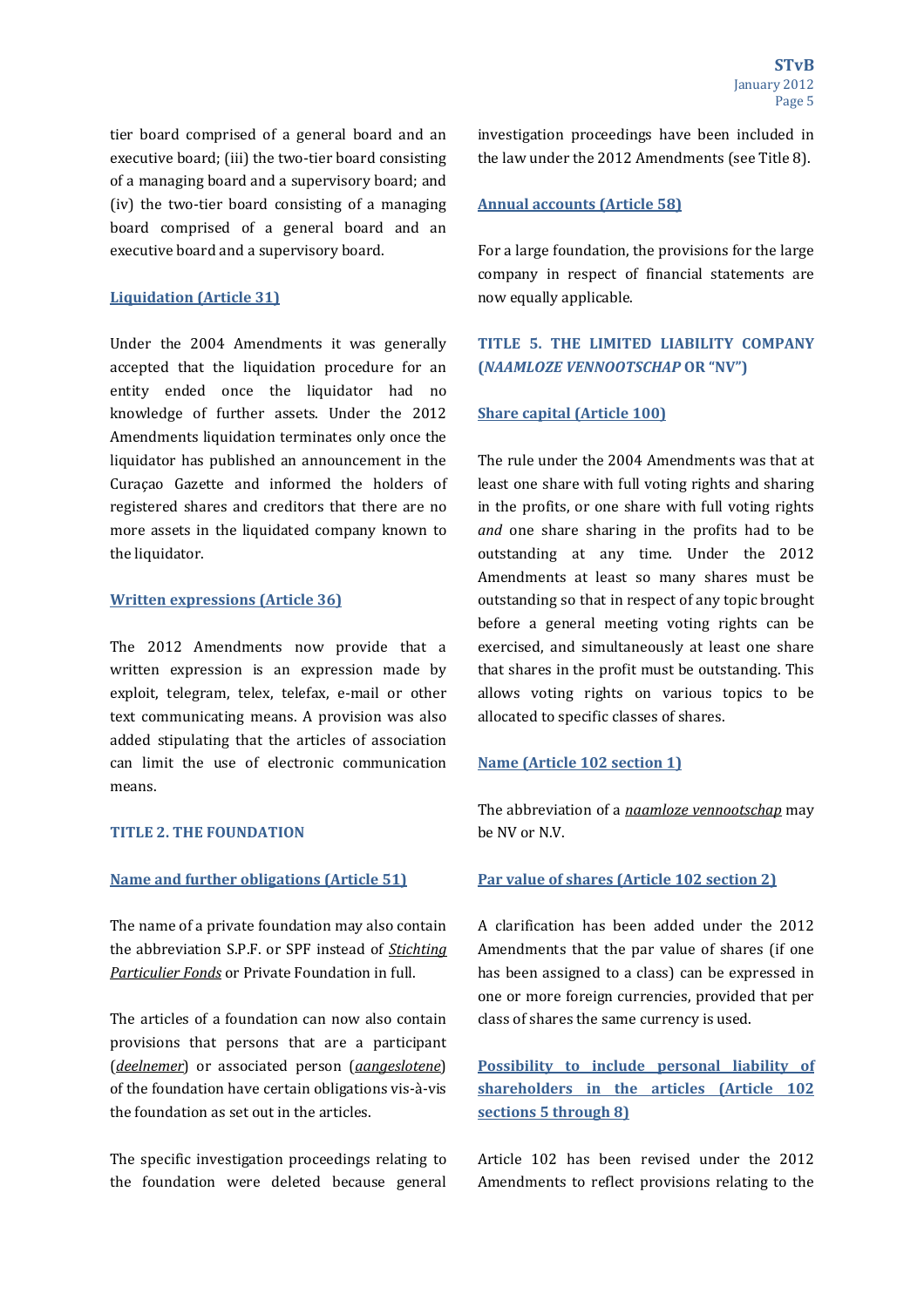tier board comprised of a general board and an executive board; (iii) the two-tier board consisting of a managing board and a supervisory board; and (iv) the two-tier board consisting of a managing board comprised of a general board and an executive board and a supervisory board.

### Liquidation (Article 31)

Under the 2004 Amendments it was generally accepted that the liquidation procedure for an entity ended once the liquidator had no knowledge of further assets. Under the 2012 Amendments liquidation terminates only once the liquidator has published an announcement in the Curaçao Gazette and informed the holders of registered shares and creditors that there are no more assets in the liquidated company known to the liquidator.

### Written expressions (Article 36)

The 2012 Amendments now provide that a written expression is an expression made by exploit, telegram, telex, telefax, e-mail or other text communicating means. A provision was also added stipulating that the articles of association can limit the use of electronic communication means.

## TITLE 2. THE FOUNDATION

### Name and further obligations (Article 51)

The name of a private foundation may also contain the abbreviation S.P.F. or SPF instead of *Stichting Particulier Fonds* or Private Foundation in full.

The articles of a foundation can now also contain provisions that persons that are a participant (*deelnemer*) or associated person (*aangeslotene*) of the foundation have certain obligations vis-à-vis the foundation as set out in the articles.

The specific investigation proceedings relating to the foundation were deleted because general investigation proceedings have been included in the law under the 2012 Amendments (see Title 8).

### Annual accounts (Article 58)

For a large foundation, the provisions for the large company in respect of financial statements are now equally applicable.

## TITLE 5. THE LIMITED LIABILITY COMPANY (*NAAMLOZE VENNOOTSCHAP* OR "NV")

### Share capital (Article 100)

The rule under the 2004 Amendments was that at least one share with full voting rights and sharing in the profits, or one share with full voting rights *and* one share sharing in the profits had to be outstanding at any time. Under the 2012 Amendments at least so many shares must be outstanding so that in respect of any topic brought before a general meeting voting rights can be exercised, and simultaneously at least one share that shares in the profit must be outstanding. This allows voting rights on various topics to be allocated to specific classes of shares.

### Name (Article 102 section 1)

The abbreviation of a *naamloze vennootschap* may be NV or N.V.

### Par value of shares (Article 102 section 2)

A clarification has been added under the 2012 Amendments that the par value of shares (if one has been assigned to a class) can be expressed in one or more foreign currencies, provided that per class of shares the same currency is used.

### Possibility to include personal liability of shareholders in the articles (Article 102 sections 5 through 8)

Article 102 has been revised under the 2012 Amendments to reflect provisions relating to the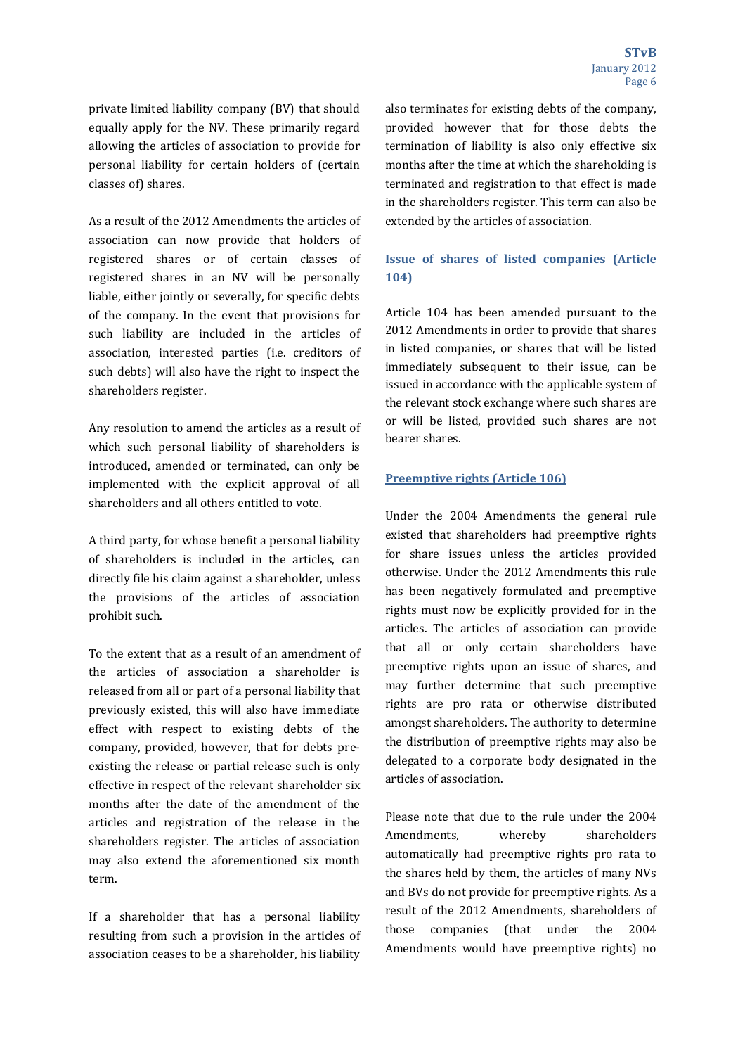private limited liability company (BV) that should equally apply for the NV. These primarily regard allowing the articles of association to provide for personal liability for certain holders of (certain classes of) shares.

As a result of the 2012 Amendments the articles of association can now provide that holders of registered shares or of certain classes of registered shares in an NV will be personally liable, either jointly or severally, for specific debts of the company. In the event that provisions for such liability are included in the articles of association, interested parties (i.e. creditors of such debts) will also have the right to inspect the shareholders register.

Any resolution to amend the articles as a result of which such personal liability of shareholders is introduced, amended or terminated, can only be implemented with the explicit approval of all shareholders and all others entitled to vote.

A third party, for whose benefit a personal liability of shareholders is included in the articles, can directly file his claim against a shareholder, unless the provisions of the articles of association prohibit such.

To the extent that as a result of an amendment of the articles of association a shareholder is released from all or part of a personal liability that previously existed, this will also have immediate effect with respect to existing debts of the company, provided, however, that for debts pre-existing the release or partial release such is only effective in respect of the relevant shareholder six months after the date of the amendment of the articles and registration of the release in the shareholders register. The articles of association may also extend the aforementioned six month term.

If a shareholder that has a personal liability resulting from such a provision in the articles of association ceases to be a shareholder, his liability also terminates for existing debts of the company, provided however that for those debts the termination of liability is also only effective six months after the time at which the shareholding is terminated and registration to that effect is made in the shareholders register. This term can also be extended by the articles of association.

## Issue of shares of listed companies (Article 104)

Article 104 has been amended pursuant to the 2012 Amendments in order to provide that shares in listed companies, or shares that will be listed immediately subsequent to their issue, can be issued in accordance with the applicable system of the relevant stock exchange where such shares are or will be listed, provided such shares are not bearer shares.

## Preemptive rights (Article 106)

Under the 2004 Amendments the general rule existed that shareholders had preemptive rights for share issues unless the articles provided otherwise. Under the 2012 Amendments this rule has been negatively formulated and preemptive rights must now be explicitly provided for in the articles. The articles of association can provide that all or only certain shareholders have preemptive rights upon an issue of shares, and may further determine that such preemptive rights are pro rata or otherwise distributed amongst shareholders. The authority to determine the distribution of preemptive rights may also be delegated to a corporate body designated in the articles of association.

Please note that due to the rule under the 2004 Amendments, whereby shareholders automatically had preemptive rights pro rata to the shares held by them, the articles of many NVs and BVs do not provide for preemptive rights. As a result of the 2012 Amendments, shareholders of those companies (that under the 2004 Amendments would have preemptive rights) no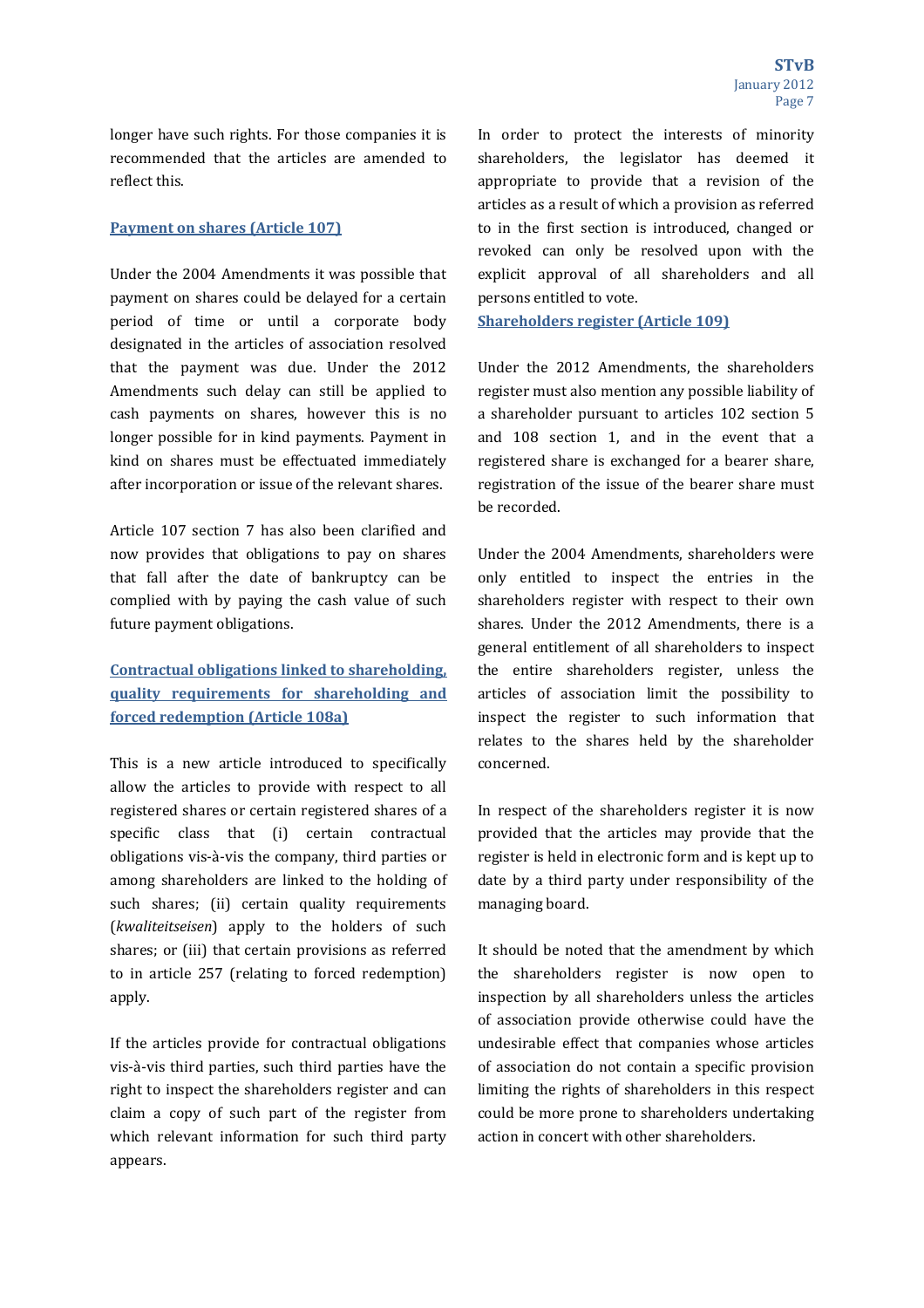longer have such rights. For those companies it is recommended that the articles are amended to reflect this.

### Payment on shares (Article 107)

Under the 2004 Amendments it was possible that payment on shares could be delayed for a certain period of time or until a corporate body designated in the articles of association resolved that the payment was due. Under the 2012 Amendments such delay can still be applied to cash payments on shares, however this is no longer possible for in kind payments. Payment in kind on shares must be effectuated immediately after incorporation or issue of the relevant shares.

Article 107 section 7 has also been clarified and now provides that obligations to pay on shares that fall after the date of bankruptcy can be complied with by paying the cash value of such future payment obligations.

### Contractual obligations linked to shareholding, quality requirements for shareholding and forced redemption (Article 108a)

This is a new article introduced to specifically allow the articles to provide with respect to all registered shares or certain registered shares of a specific class that (i) certain contractual obligations vis-à-vis the company, third parties or among shareholders are linked to the holding of such shares; (ii) certain quality requirements (*kwaliteitseisen*) apply to the holders of such shares; or (iii) that certain provisions as referred to in article 257 (relating to forced redemption) apply.

If the articles provide for contractual obligations vis-à-vis third parties, such third parties have the right to inspect the shareholders register and can claim a copy of such part of the register from which relevant information for such third party appears.

In order to protect the interests of minority shareholders, the legislator has deemed it appropriate to provide that a revision of the articles as a result of which a provision as referred to in the first section is introduced, changed or revoked can only be resolved upon with the explicit approval of all shareholders and all persons entitled to vote.

### Shareholders register (Article 109)

Under the 2012 Amendments, the shareholders register must also mention any possible liability of a shareholder pursuant to articles 102 section 5 and 108 section 1, and in the event that a registered share is exchanged for a bearer share, registration of the issue of the bearer share must be recorded.

Under the 2004 Amendments, shareholders were only entitled to inspect the entries in the shareholders register with respect to their own shares. Under the 2012 Amendments, there is a general entitlement of all shareholders to inspect the entire shareholders register, unless the articles of association limit the possibility to inspect the register to such information that relates to the shares held by the shareholder concerned.

In respect of the shareholders register it is now provided that the articles may provide that the register is held in electronic form and is kept up to date by a third party under responsibility of the managing board.

It should be noted that the amendment by which the shareholders register is now open to inspection by all shareholders unless the articles of association provide otherwise could have the undesirable effect that companies whose articles of association do not contain a specific provision limiting the rights of shareholders in this respect could be more prone to shareholders undertaking action in concert with other shareholders.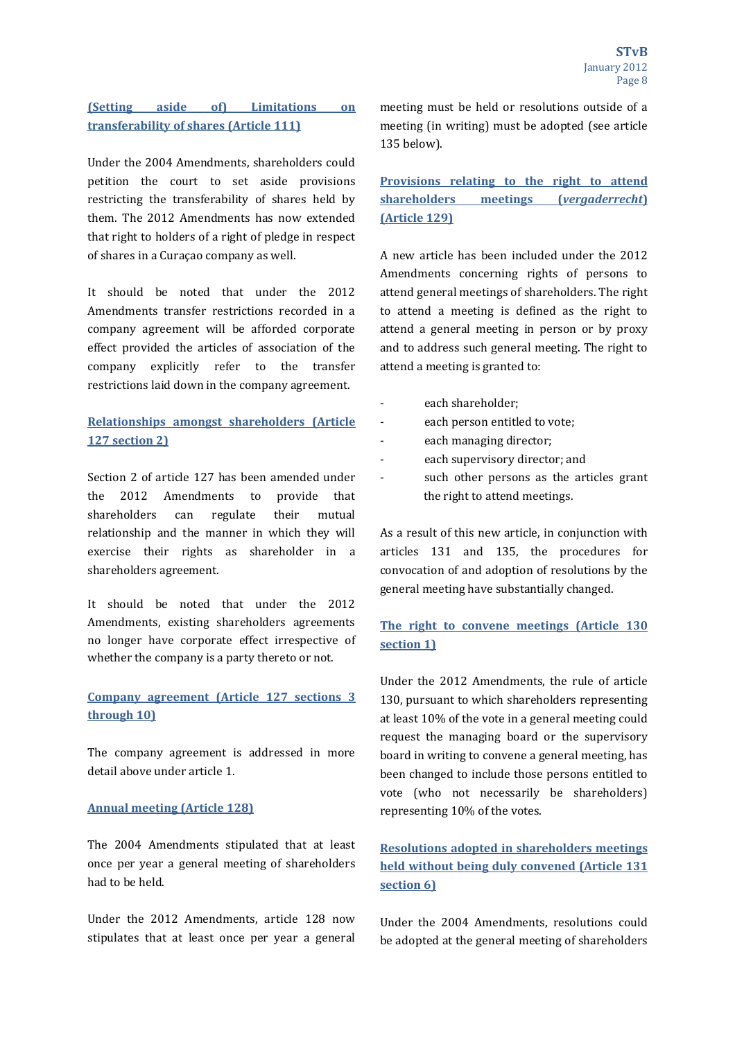### (Setting aside of) Limitations on transferability of shares (Article 111)

Under the 2004 Amendments, shareholders could petition the court to set aside provisions restricting the transferability of shares held by them. The 2012 Amendments has now extended that right to holders of a right of pledge in respect of shares in a Curaçao company as well.

It should be noted that under the 2012 Amendments transfer restrictions recorded in a company agreement will be afforded corporate effect provided the articles of association of the company explicitly refer to the transfer restrictions laid down in the company agreement.

### Relationships amongst shareholders (Article 127 section 2)

Section 2 of article 127 has been amended under the 2012 Amendments to provide that shareholders can regulate their mutual relationship and the manner in which they will exercise their rights as shareholder in a shareholders agreement.

It should be noted that under the 2012 Amendments, existing shareholders agreements no longer have corporate effect irrespective of whether the company is a party thereto or not.

### Company agreement (Article 127 sections 3 through 10)

The company agreement is addressed in more detail above under article 1.

### Annual meeting (Article 128)

The 2004 Amendments stipulated that at least once per year a general meeting of shareholders had to be held.

Under the 2012 Amendments, article 128 now stipulates that at least once per year a general meeting must be held or resolutions outside of a meeting (in writing) must be adopted (see article 135 below).

### Provisions relating to the right to attend shareholders meetings (*vergaderrecht*) (Article 129)

A new article has been included under the 2012 Amendments concerning rights of persons to attend general meetings of shareholders. The right to attend a meeting is defined as the right to attend a general meeting in person or by proxy and to address such general meeting. The right to attend a meeting is granted to:

- each shareholder;
- each person entitled to vote;
- each managing director;
- each supervisory director; and
- such other persons as the articles grant the right to attend meetings.

As a result of this new article, in conjunction with articles 131 and 135, the procedures for convocation of and adoption of resolutions by the general meeting have substantially changed.

### The right to convene meetings (Article 130 section 1)

Under the 2012 Amendments, the rule of article 130, pursuant to which shareholders representing at least 10% of the vote in a general meeting could request the managing board or the supervisory board in writing to convene a general meeting, has been changed to include those persons entitled to vote (who not necessarily be shareholders) representing 10% of the votes.

### Resolutions adopted in shareholders meetings held without being duly convened (Article 131 section 6)

Under the 2004 Amendments, resolutions could be adopted at the general meeting of shareholders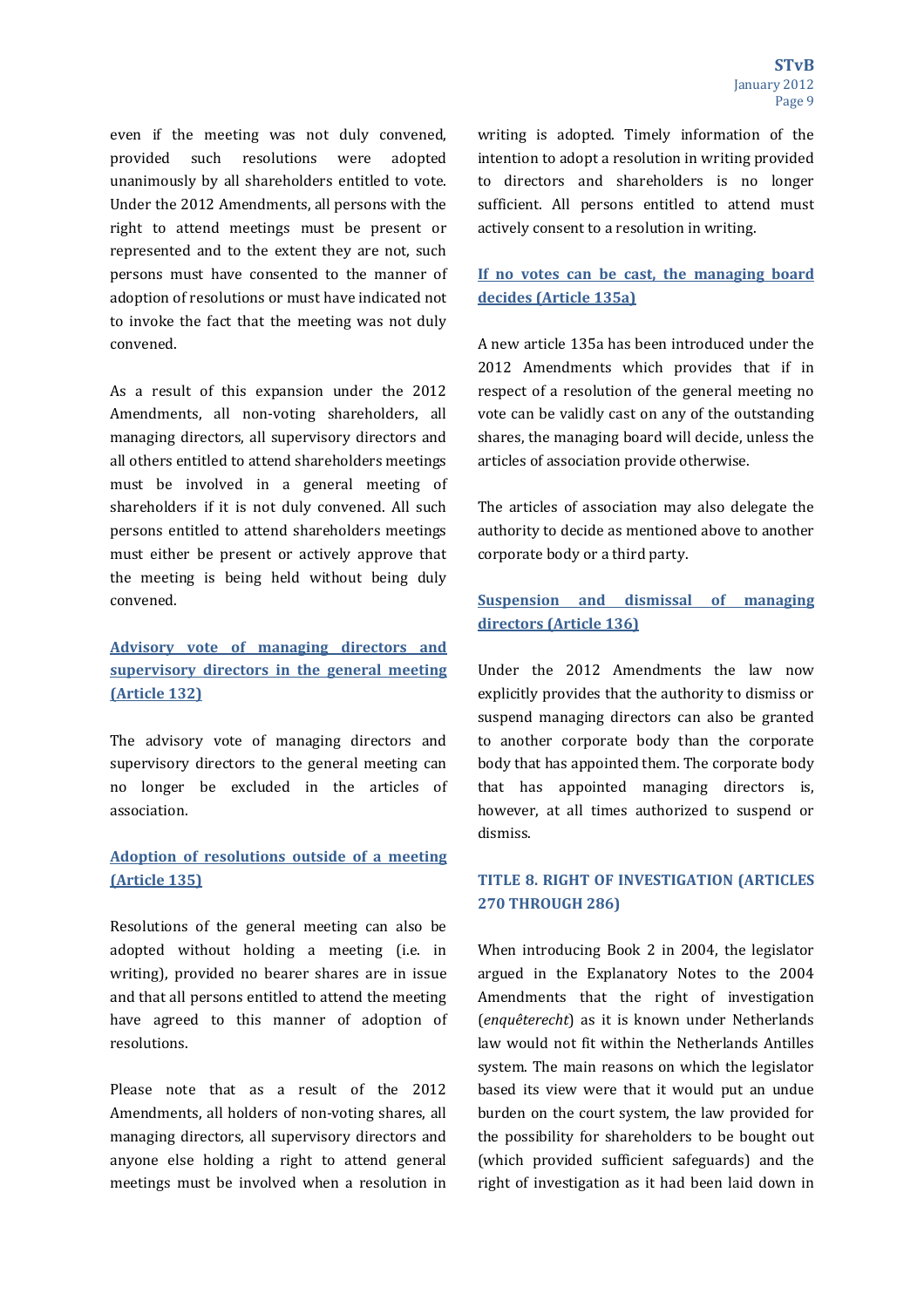even if the meeting was not duly convened, provided such resolutions were adopted unanimously by all shareholders entitled to vote. Under the 2012 Amendments, all persons with the right to attend meetings must be present or represented and to the extent they are not, such persons must have consented to the manner of adoption of resolutions or must have indicated not to invoke the fact that the meeting was not duly convened.

As a result of this expansion under the 2012 Amendments, all non-voting shareholders, all managing directors, all supervisory directors and all others entitled to attend shareholders meetings must be involved in a general meeting of shareholders if it is not duly convened. All such persons entitled to attend shareholders meetings must either be present or actively approve that the meeting is being held without being duly convened.

### Advisory vote of managing directors and supervisory directors in the general meeting (Article 132)

The advisory vote of managing directors and supervisory directors to the general meeting can no longer be excluded in the articles of association.

### Adoption of resolutions outside of a meeting (Article 135)

Resolutions of the general meeting can also be adopted without holding a meeting (i.e. in writing), provided no bearer shares are in issue and that all persons entitled to attend the meeting have agreed to this manner of adoption of resolutions.

Please note that as a result of the 2012 Amendments, all holders of non-voting shares, all managing directors, all supervisory directors and anyone else holding a right to attend general meetings must be involved when a resolution in writing is adopted. Timely information of the intention to adopt a resolution in writing provided to directors and shareholders is no longer sufficient. All persons entitled to attend must actively consent to a resolution in writing.

### If no votes can be cast, the managing board decides (Article 135a)

A new article 135a has been introduced under the 2012 Amendments which provides that if in respect of a resolution of the general meeting no vote can be validly cast on any of the outstanding shares, the managing board will decide, unless the articles of association provide otherwise.

The articles of association may also delegate the authority to decide as mentioned above to another corporate body or a third party.

### Suspension and dismissal of managing directors (Article 136)

Under the 2012 Amendments the law now explicitly provides that the authority to dismiss or suspend managing directors can also be granted to another corporate body than the corporate body that has appointed them. The corporate body that has appointed managing directors is, however, at all times authorized to suspend or dismiss.

## TITLE 8. RIGHT OF INVESTIGATION (ARTICLES 270 THROUGH 286)

When introducing Book 2 in 2004, the legislator argued in the Explanatory Notes to the 2004 Amendments that the right of investigation (*enquêterecht*) as it is known under Netherlands law would not fit within the Netherlands Antilles system. The main reasons on which the legislator based its view were that it would put an undue burden on the court system, the law provided for the possibility for shareholders to be bought out (which provided sufficient safeguards) and the right of investigation as it had been laid down in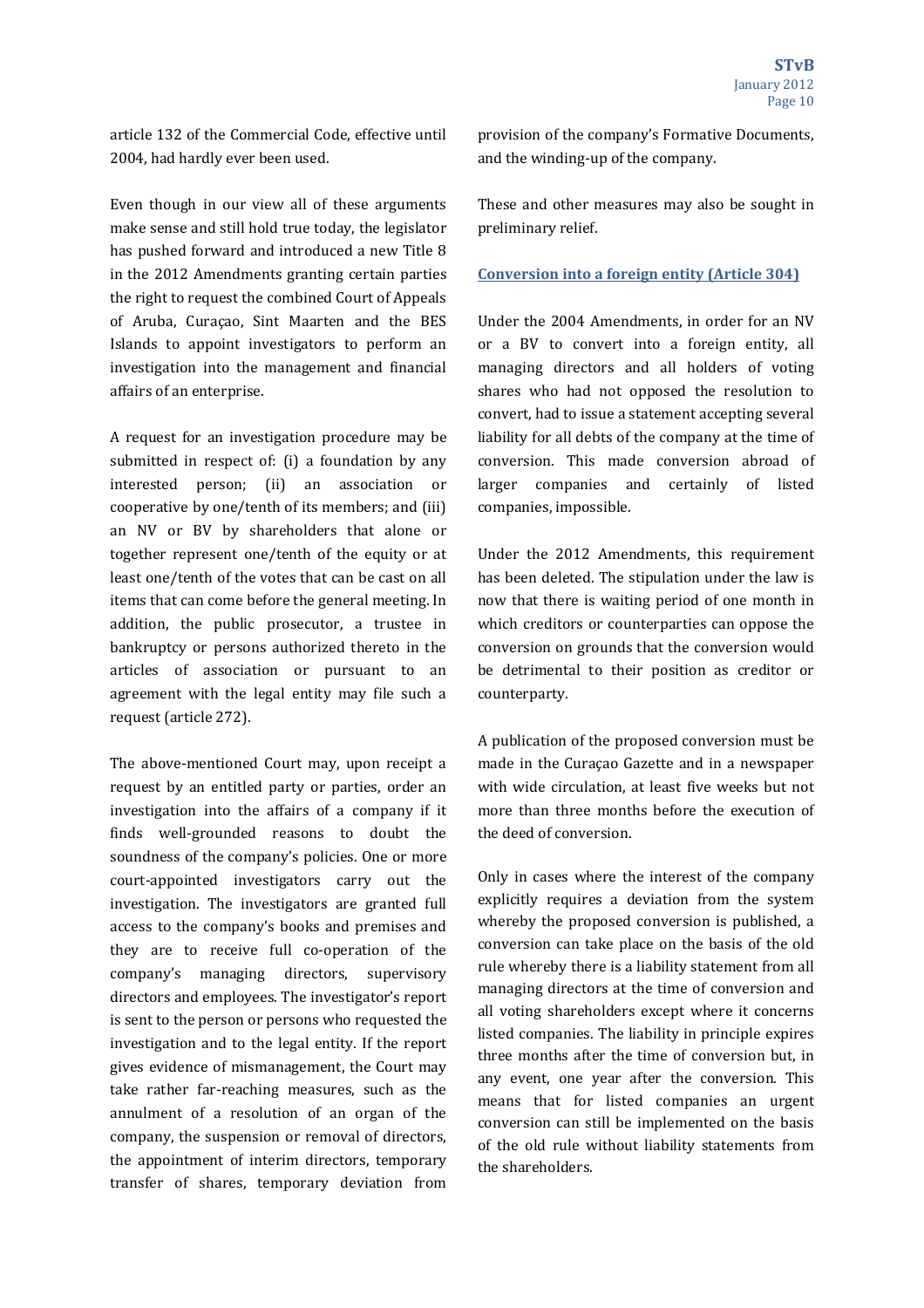article 132 of the Commercial Code, effective until 2004, had hardly ever been used.

Even though in our view all of these arguments make sense and still hold true today, the legislator has pushed forward and introduced a new Title 8 in the 2012 Amendments granting certain parties the right to request the combined Court of Appeals of Aruba, Curaçao, Sint Maarten and the BES Islands to appoint investigators to perform an investigation into the management and financial affairs of an enterprise.

A request for an investigation procedure may be submitted in respect of: (i) a foundation by any interested person; (ii) an association or cooperative by one/tenth of its members; and (iii) an NV or BV by shareholders that alone or together represent one/tenth of the equity or at least one/tenth of the votes that can be cast on all items that can come before the general meeting. In addition, the public prosecutor, a trustee in bankruptcy or persons authorized thereto in the articles of association or pursuant to an agreement with the legal entity may file such a request (article 272).

The above-mentioned Court may, upon receipt a request by an entitled party or parties, order an investigation into the affairs of a company if it finds well-grounded reasons to doubt the soundness of the company's policies. One or more court-appointed investigators carry out the investigation. The investigators are granted full access to the company's books and premises and they are to receive full co-operation of the company's managing directors, supervisory directors and employees. The investigator's report is sent to the person or persons who requested the investigation and to the legal entity. If the report gives evidence of mismanagement, the Court may take rather far-reaching measures, such as the annulment of a resolution of an organ of the company, the suspension or removal of directors, the appointment of interim directors, temporary transfer of shares, temporary deviation from provision of the company's Formative Documents, and the winding-up of the company.

These and other measures may also be sought in preliminary relief.

## Conversion into a foreign entity (Article 304)

Under the 2004 Amendments, in order for an NV or a BV to convert into a foreign entity, all managing directors and all holders of voting shares who had not opposed the resolution to convert, had to issue a statement accepting several liability for all debts of the company at the time of conversion. This made conversion abroad of larger companies and certainly of listed companies, impossible.

Under the 2012 Amendments, this requirement has been deleted. The stipulation under the law is now that there is waiting period of one month in which creditors or counterparties can oppose the conversion on grounds that the conversion would be detrimental to their position as creditor or counterparty.

A publication of the proposed conversion must be made in the Curaçao Gazette and in a newspaper with wide circulation, at least five weeks but not more than three months before the execution of the deed of conversion.

Only in cases where the interest of the company explicitly requires a deviation from the system whereby the proposed conversion is published, a conversion can take place on the basis of the old rule whereby there is a liability statement from all managing directors at the time of conversion and all voting shareholders except where it concerns listed companies. The liability in principle expires three months after the time of conversion but, in any event, one year after the conversion. This means that for listed companies an urgent conversion can still be implemented on the basis of the old rule without liability statements from the shareholders.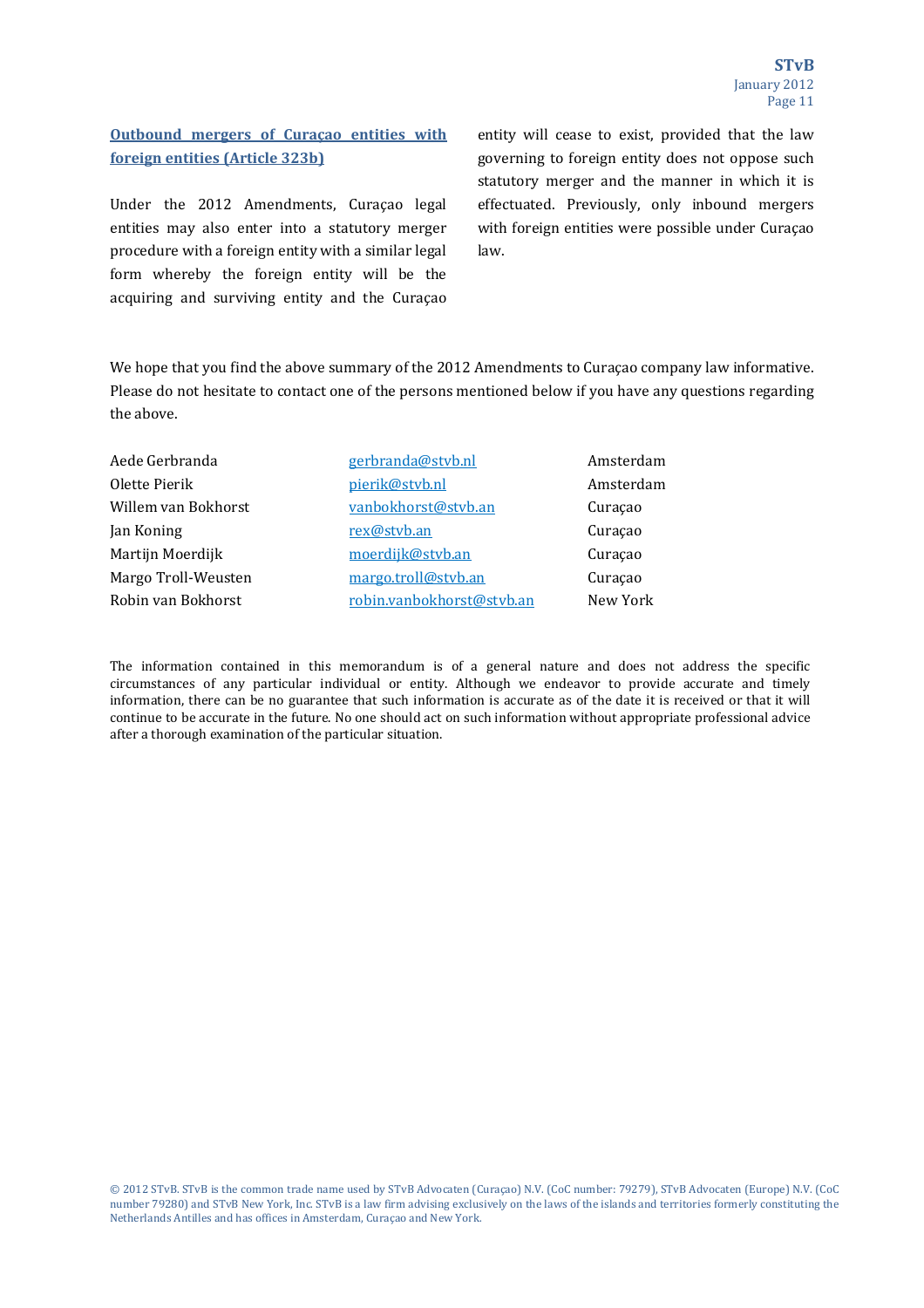**Outbound mergers of Curaçao entities with foreign entities (Article 323b)**

Under the 2012 Amendments, Curaçao legal entities may also enter into a statutory merger procedure with a foreign entity with a similar legal form whereby the foreign entity will be the acquiring and surviving entity and the Curaçao entity will cease to exist, provided that the law governing to foreign entity does not oppose such statutory merger and the manner in which it is effectuated. Previously, only inbound mergers with foreign entities were possible under Curaçao law.

We hope that you find the above summary of the 2012 Amendments to Curaçao company law informative. Please do not hesitate to contact one of the persons mentioned below if you have any questions regarding the above.

| | | |
|---|---|---|
| Aede Gerbranda | gerbranda@stvb.nl | Amsterdam |
| Olette Pierik | pierik@stvb.nl | Amsterdam |
| Willem van Bokhorst | vanbokhorst@stvb.an | Curaçao |
| Jan Koning | rex@stvb.an | Curaçao |
| Martijn Moerdijk | moerdijk@stvb.an | Curaçao |
| Margo Troll-Weusten | margo.troll@stvb.an | Curaçao |
| Robin van Bokhorst | robin.vanbokhorst@stvb.an | New York |

The information contained in this memorandum is of a general nature and does not address the specific circumstances of any particular individual or entity. Although we endeavor to provide accurate and timely information, there can be no guarantee that such information is accurate as of the date it is received or that it will continue to be accurate in the future. No one should act on such information without appropriate professional advice after a thorough examination of the particular situation.

© 2012 STvB. STvB is the common trade name used by STvB Advocaten (Curaçao) N.V. (CoC number: 79279), STvB Advocaten (Europe) N.V. (CoC number 79280) and STvB New York, Inc. STvB is a law firm advising exclusively on the laws of the islands and territories formerly constituting the Netherlands Antilles and has offices in Amsterdam, Curaçao and New York.